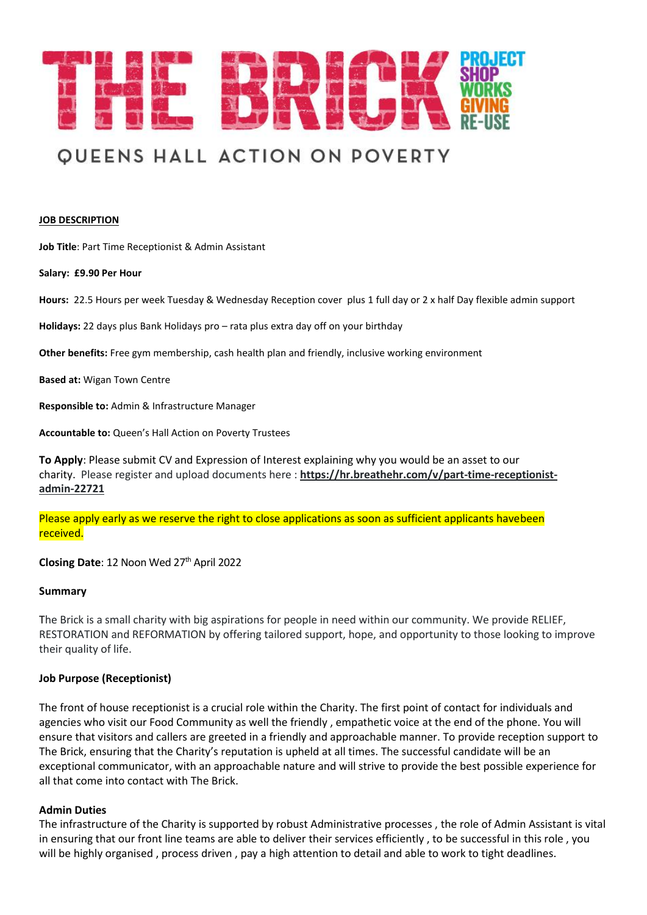# THE BRICK

PROJECT
SHOP
WORKS
GIVING
RE-USE

QUEENS HALL ACTION ON POVERTY

**JOB DESCRIPTION**

**Job Title**: Part Time Receptionist & Admin Assistant

**Salary: £9.90 Per Hour**

**Hours:** 22.5 Hours per week Tuesday & Wednesday Reception cover plus 1 full day or 2 x half Day flexible admin support

**Holidays:** 22 days plus Bank Holidays pro – rata plus extra day off on your birthday

**Other benefits:** Free gym membership, cash health plan and friendly, inclusive working environment

**Based at:** Wigan Town Centre

**Responsible to:** Admin & Infrastructure Manager

**Accountable to:** Queen's Hall Action on Poverty Trustees

**To Apply**: Please submit CV and Expression of Interest explaining why you would be an asset to our charity. Please register and upload documents here : **https://hr.breathehr.com/v/part-time-receptionist-admin-22721**

Please apply early as we reserve the right to close applications as soon as sufficient applicants havebeen received.

**Closing Date**: 12 Noon Wed 27th April 2022

**Summary**

The Brick is a small charity with big aspirations for people in need within our community. We provide RELIEF, RESTORATION and REFORMATION by offering tailored support, hope, and opportunity to those looking to improve their quality of life.

**Job Purpose (Receptionist)**

The front of house receptionist is a crucial role within the Charity. The first point of contact for individuals and agencies who visit our Food Community as well the friendly , empathetic voice at the end of the phone. You will ensure that visitors and callers are greeted in a friendly and approachable manner. To provide reception support to The Brick, ensuring that the Charity's reputation is upheld at all times. The successful candidate will be an exceptional communicator, with an approachable nature and will strive to provide the best possible experience for all that come into contact with The Brick.

**Admin Duties**

The infrastructure of the Charity is supported by robust Administrative processes , the role of Admin Assistant is vital in ensuring that our front line teams are able to deliver their services efficiently , to be successful in this role , you will be highly organised , process driven , pay a high attention to detail and able to work to tight deadlines.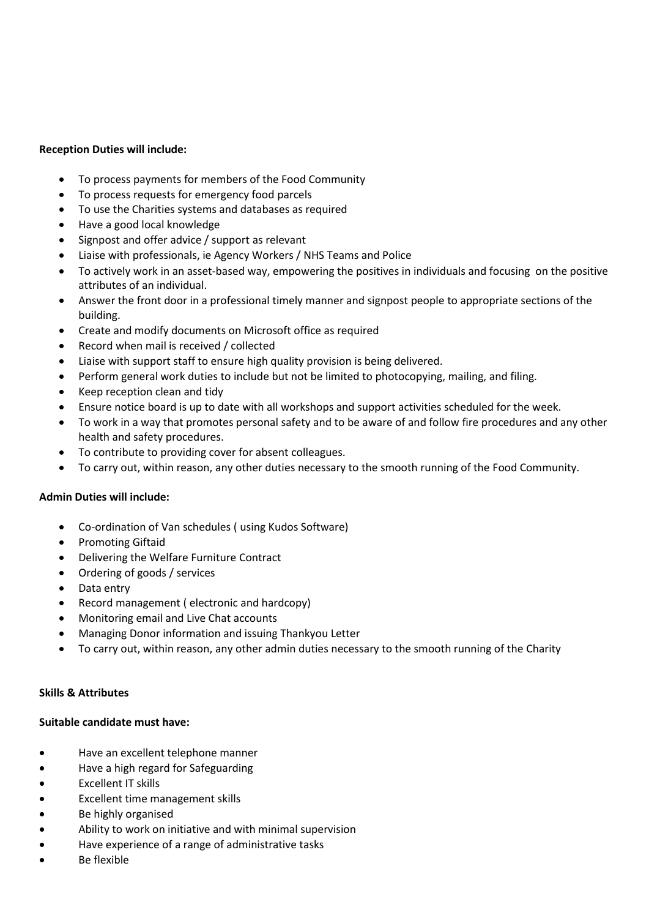**Reception Duties will include:**

- To process payments for members of the Food Community
- To process requests for emergency food parcels
- To use the Charities systems and databases as required
- Have a good local knowledge
- Signpost and offer advice / support as relevant
- Liaise with professionals, ie Agency Workers / NHS Teams and Police
- To actively work in an asset-based way, empowering the positives in individuals and focusing on the positive attributes of an individual.
- Answer the front door in a professional timely manner and signpost people to appropriate sections of the building.
- Create and modify documents on Microsoft office as required
- Record when mail is received / collected
- Liaise with support staff to ensure high quality provision is being delivered.
- Perform general work duties to include but not be limited to photocopying, mailing, and filing.
- Keep reception clean and tidy
- Ensure notice board is up to date with all workshops and support activities scheduled for the week.
- To work in a way that promotes personal safety and to be aware of and follow fire procedures and any other health and safety procedures.
- To contribute to providing cover for absent colleagues.
- To carry out, within reason, any other duties necessary to the smooth running of the Food Community.

**Admin Duties will include:**

- Co-ordination of Van schedules ( using Kudos Software)
- Promoting Giftaid
- Delivering the Welfare Furniture Contract
- Ordering of goods / services
- Data entry
- Record management ( electronic and hardcopy)
- Monitoring email and Live Chat accounts
- Managing Donor information and issuing Thankyou Letter
- To carry out, within reason, any other admin duties necessary to the smooth running of the Charity

**Skills & Attributes**

**Suitable candidate must have:**

- Have an excellent telephone manner
- Have a high regard for Safeguarding
- Excellent IT skills
- Excellent time management skills
- Be highly organised
- Ability to work on initiative and with minimal supervision
- Have experience of a range of administrative tasks
- Be flexible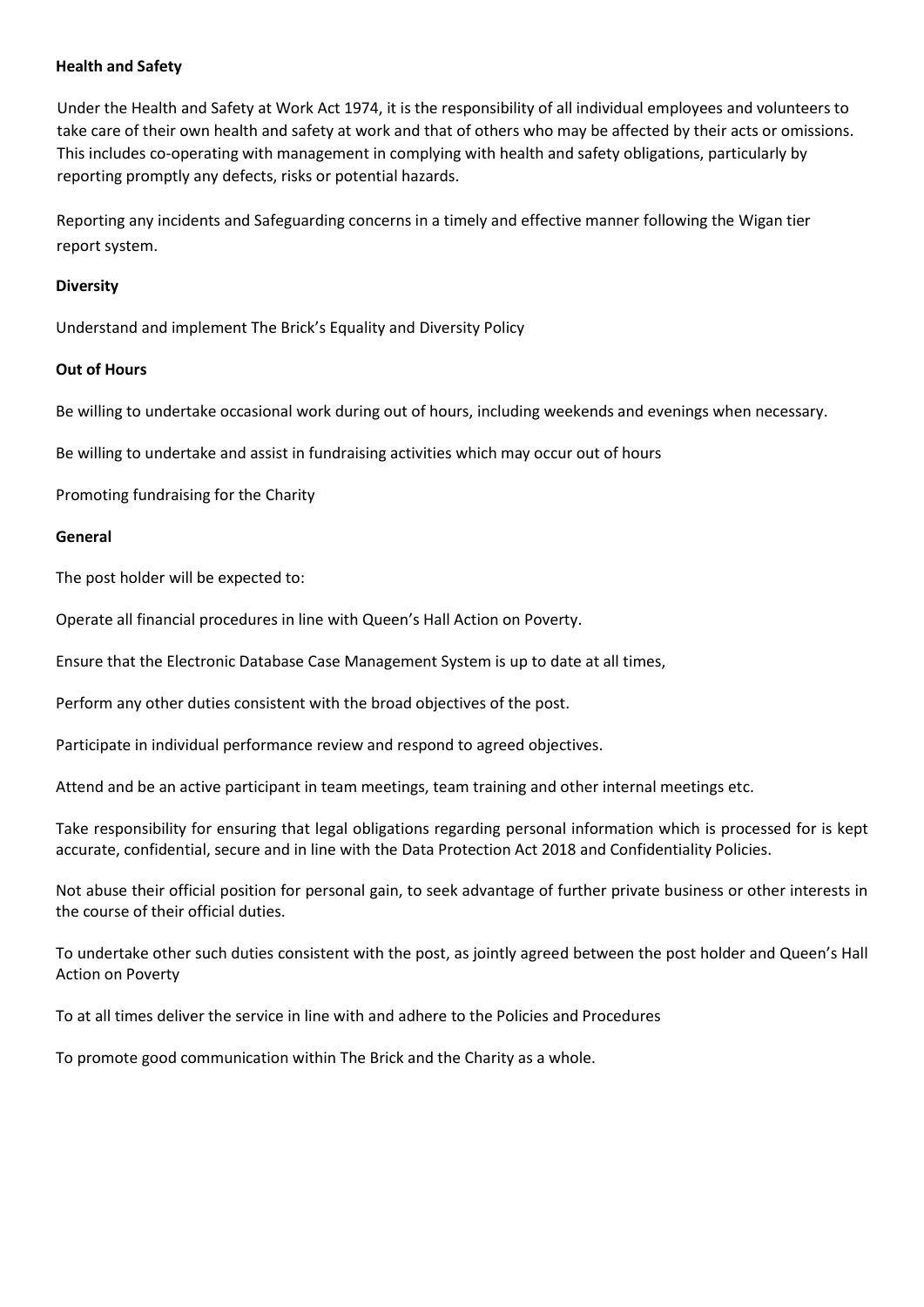**Health and Safety**

Under the Health and Safety at Work Act 1974, it is the responsibility of all individual employees and volunteers to take care of their own health and safety at work and that of others who may be affected by their acts or omissions. This includes co-operating with management in complying with health and safety obligations, particularly by reporting promptly any defects, risks or potential hazards.

Reporting any incidents and Safeguarding concerns in a timely and effective manner following the Wigan tier report system.

**Diversity**

Understand and implement The Brick's Equality and Diversity Policy

**Out of Hours**

Be willing to undertake occasional work during out of hours, including weekends and evenings when necessary.

Be willing to undertake and assist in fundraising activities which may occur out of hours

Promoting fundraising for the Charity

**General**

The post holder will be expected to:

Operate all financial procedures in line with Queen's Hall Action on Poverty.

Ensure that the Electronic Database Case Management System is up to date at all times,

Perform any other duties consistent with the broad objectives of the post.

Participate in individual performance review and respond to agreed objectives.

Attend and be an active participant in team meetings, team training and other internal meetings etc.

Take responsibility for ensuring that legal obligations regarding personal information which is processed for is kept accurate, confidential, secure and in line with the Data Protection Act 2018 and Confidentiality Policies.

Not abuse their official position for personal gain, to seek advantage of further private business or other interests in the course of their official duties.

To undertake other such duties consistent with the post, as jointly agreed between the post holder and Queen's Hall Action on Poverty

To at all times deliver the service in line with and adhere to the Policies and Procedures

To promote good communication within The Brick and the Charity as a whole.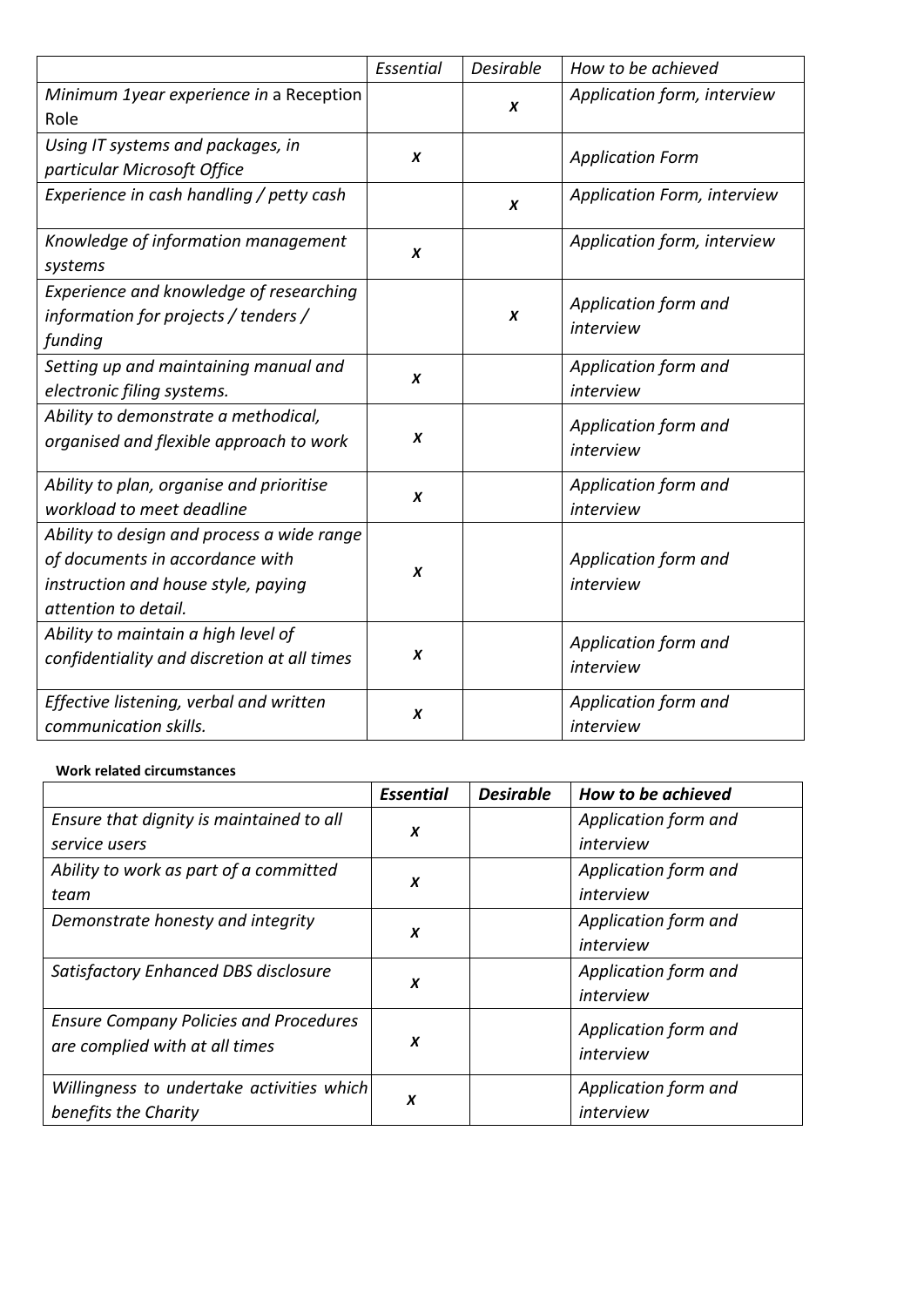| | *Essential* | *Desirable* | *How to be achieved* |
|---|---|---|---|
| *Minimum 1year experience in* a Reception Role | | ***x*** | *Application form, interview* |
| *Using IT systems and packages, in particular Microsoft Office* | ***x*** | | *Application Form* |
| *Experience in cash handling / petty cash* | | ***x*** | *Application Form, interview* |
| *Knowledge of information management systems* | ***x*** | | *Application form, interview* |
| *Experience and knowledge of researching information for projects / tenders / funding* | | ***x*** | *Application form and interview* |
| *Setting up and maintaining manual and electronic filing systems.* | ***x*** | | *Application form and interview* |
| *Ability to demonstrate a methodical, organised and flexible approach to work* | ***x*** | | *Application form and interview* |
| *Ability to plan, organise and prioritise workload to meet deadline* | ***x*** | | *Application form and interview* |
| *Ability to design and process a wide range of documents in accordance with instruction and house style, paying attention to detail.* | ***x*** | | *Application form and interview* |
| *Ability to maintain a high level of confidentiality and discretion at all times* | ***x*** | | *Application form and interview* |
| *Effective listening, verbal and written communication skills.* | ***x*** | | *Application form and interview* |

**Work related circumstances**

| | ***Essential*** | ***Desirable*** | ***How to be achieved*** |
|---|---|---|---|
| *Ensure that dignity is maintained to all service users* | ***x*** | | *Application form and interview* |
| *Ability to work as part of a committed team* | ***x*** | | *Application form and interview* |
| *Demonstrate honesty and integrity* | ***x*** | | *Application form and interview* |
| *Satisfactory Enhanced DBS disclosure* | ***x*** | | *Application form and interview* |
| *Ensure Company Policies and Procedures are complied with at all times* | ***x*** | | *Application form and interview* |
| *Willingness to undertake activities which benefits the Charity* | ***x*** | | *Application form and interview* |